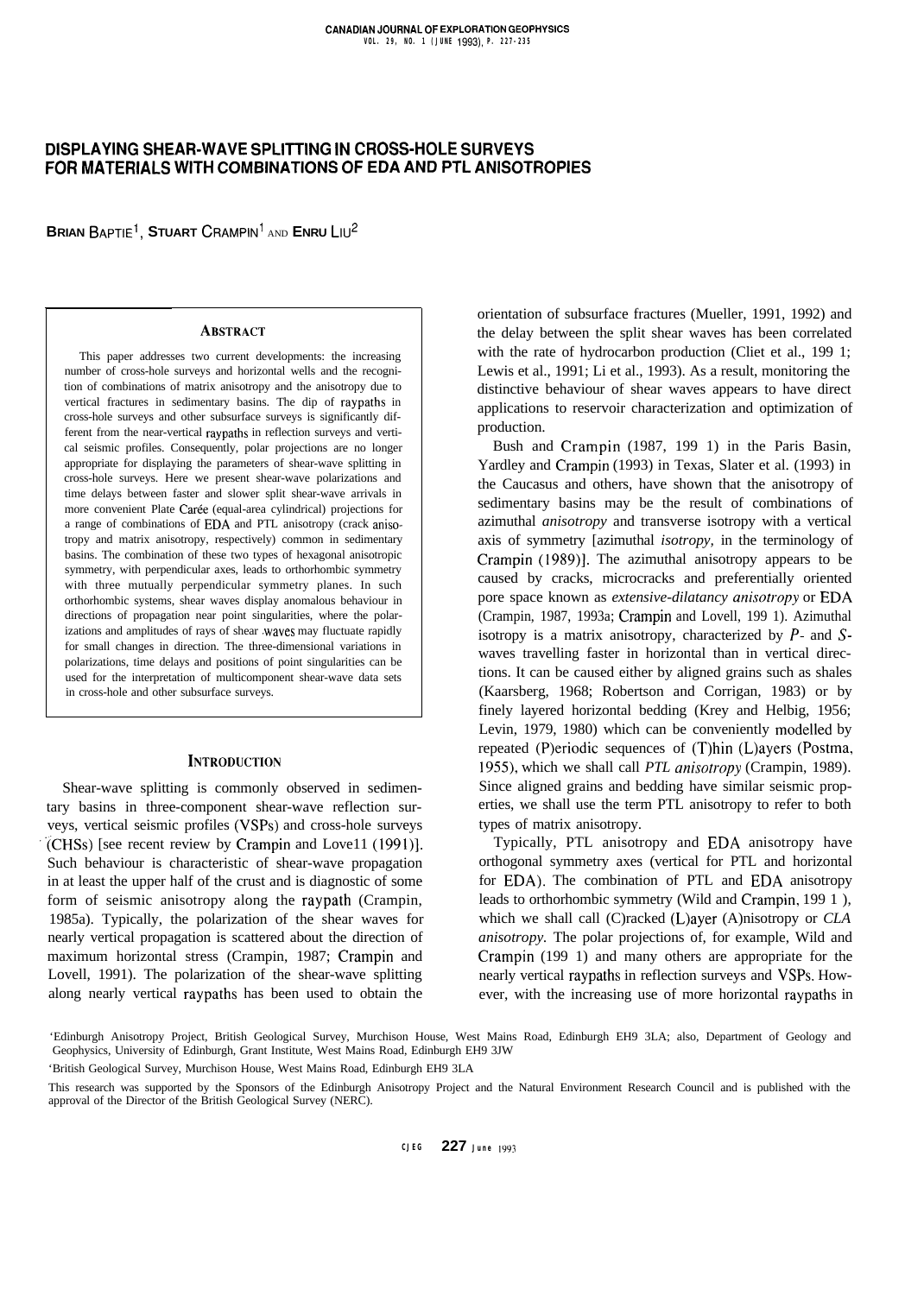# DISPLAYING SHEAR-WAVE SPLITTING IN CROSS-HOLE SURVEYS FOR MATERIALS WITH COMBINATIONS OF EDA AND PTL ANISOTROPIES

**Brian Baptie**[1], **Stuart Crampin**[1] and **Enru Liu**[2]

## Abstract

This paper addresses two current developments: the increasing number of cross-hole surveys and horizontal wells and the recognition of combinations of matrix anisotropy and the anisotropy due to vertical fractures in sedimentary basins. The dip of raypaths in cross-hole surveys and other subsurface surveys is significantly different from the near-vertical raypaths in reflection surveys and vertical seismic profiles. Consequently, polar projections are no longer appropriate for displaying the parameters of shear-wave splitting in cross-hole surveys. Here we present shear-wave polarizations and time delays between faster and slower split shear-wave arrivals in more convenient Plate Carée (equal-area cylindrical) projections for a range of combinations of EDA and PTL anisotropy (crack anisotropy and matrix anisotropy, respectively) common in sedimentary basins. The combination of these two types of hexagonal anisotropic symmetry, with perpendicular axes, leads to orthorhombic symmetry with three mutually perpendicular symmetry planes. In such orthorhombic systems, shear waves display anomalous behaviour in directions of propagation near point singularities, where the polarizations and amplitudes of rays of shear waves may fluctuate rapidly for small changes in direction. The three-dimensional variations in polarizations, time delays and positions of point singularities can be used for the interpretation of multicomponent shear-wave data sets in cross-hole and other subsurface surveys.

## Introduction

Shear-wave splitting is commonly observed in sedimentary basins in three-component shear-wave reflection surveys, vertical seismic profiles (VSPs) and cross-hole surveys (CHSs) [see recent review by Crampin and Lovell (1991)]. Such behaviour is characteristic of shear-wave propagation in at least the upper half of the crust and is diagnostic of some form of seismic anisotropy along the raypath (Crampin, 1985a). Typically, the polarization of the shear waves for nearly vertical propagation is scattered about the direction of maximum horizontal stress (Crampin, 1987; Crampin and Lovell, 1991). The polarization of the shear-wave splitting along nearly vertical raypaths has been used to obtain the orientation of subsurface fractures (Mueller, 1991, 1992) and the delay between the split shear waves has been correlated with the rate of hydrocarbon production (Cliet et al., 1991; Lewis et al., 1991; Li et al., 1993). As a result, monitoring the distinctive behaviour of shear waves appears to have direct applications to reservoir characterization and optimization of production.

Bush and Crampin (1987, 1991) in the Paris Basin, Yardley and Crampin (1993) in Texas, Slater et al. (1993) in the Caucasus and others, have shown that the anisotropy of sedimentary basins may be the result of combinations of azimuthal *anisotropy* and transverse isotropy with a vertical axis of symmetry [azimuthal *isotropy*, in the terminology of Crampin (1989)]. The azimuthal anisotropy appears to be caused by cracks, microcracks and preferentially oriented pore space known as *extensive-dilatancy anisotropy* or EDA (Crampin, 1987, 1993a; Crampin and Lovell, 1991). Azimuthal isotropy is a matrix anisotropy, characterized by *P*- and *S*-waves travelling faster in horizontal than in vertical directions. It can be caused either by aligned grains such as shales (Kaarsberg, 1968; Robertson and Corrigan, 1983) or by finely layered horizontal bedding (Krey and Helbig, 1956; Levin, 1979, 1980) which can be conveniently modelled by repeated (P)eriodic sequences of (T)hin (L)ayers (Postma, 1955), which we shall call *PTL anisotropy* (Crampin, 1989). Since aligned grains and bedding have similar seismic properties, we shall use the term PTL anisotropy to refer to both types of matrix anisotropy.

Typically, PTL anisotropy and EDA anisotropy have orthogonal symmetry axes (vertical for PTL and horizontal for EDA). The combination of PTL and EDA anisotropy leads to orthorhombic symmetry (Wild and Crampin, 1991), which we shall call (C)racked (L)ayer (A)nisotropy or *CLA anisotropy.* The polar projections of, for example, Wild and Crampin (1991) and many others are appropriate for the nearly vertical raypaths in reflection surveys and VSPs. However, with the increasing use of more horizontal raypaths in

[1]Edinburgh Anisotropy Project, British Geological Survey, Murchison House, West Mains Road, Edinburgh EH9 3LA; also, Department of Geology and Geophysics, University of Edinburgh, Grant Institute, West Mains Road, Edinburgh EH9 3JW

[2]British Geological Survey, Murchison House, West Mains Road, Edinburgh EH9 3LA

This research was supported by the Sponsors of the Edinburgh Anisotropy Project and the Natural Environment Research Council and is published with the approval of the Director of the British Geological Survey (NERC).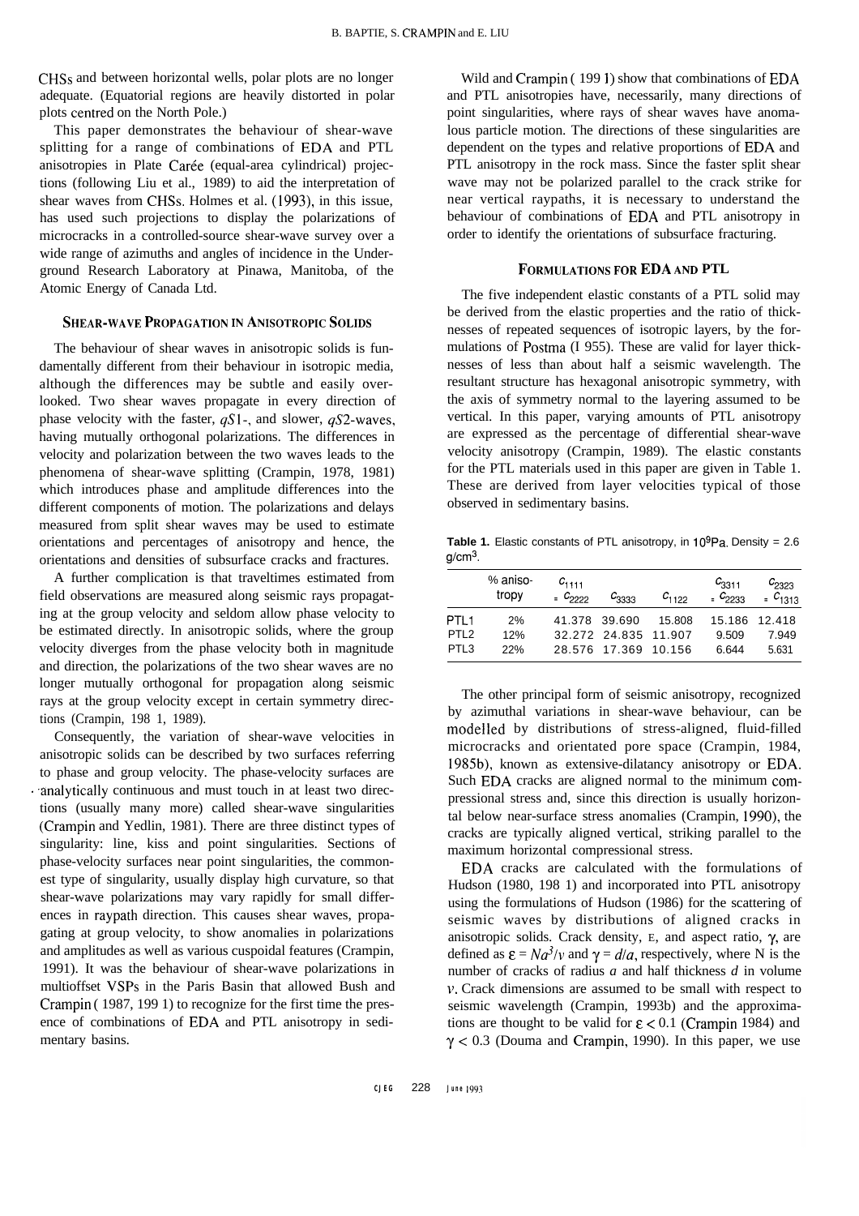CHSs and between horizontal wells, polar plots are no longer adequate. (Equatorial regions are heavily distorted in polar plots centred on the North Pole.)

This paper demonstrates the behaviour of shear-wave splitting for a range of combinations of EDA and PTL anisotropies in Plate Carée (equal-area cylindrical) projections (following Liu et al., 1989) to aid the interpretation of shear waves from CHSs. Holmes et al. (1993), in this issue, has used such projections to display the polarizations of microcracks in a controlled-source shear-wave survey over a wide range of azimuths and angles of incidence in the Underground Research Laboratory at Pinawa, Manitoba, of the Atomic Energy of Canada Ltd.

## Shear-Wave Propagation in Anisotropic Solids

The behaviour of shear waves in anisotropic solids is fundamentally different from their behaviour in isotropic media, although the differences may be subtle and easily overlooked. Two shear waves propagate in every direction of phase velocity with the faster, $qS1$-, and slower, $qS2$-waves, having mutually orthogonal polarizations. The differences in velocity and polarization between the two waves leads to the phenomena of shear-wave splitting (Crampin, 1978, 1981) which introduces phase and amplitude differences into the different components of motion. The polarizations and delays measured from split shear waves may be used to estimate orientations and percentages of anisotropy and hence, the orientations and densities of subsurface cracks and fractures.

A further complication is that traveltimes estimated from field observations are measured along seismic rays propagating at the group velocity and seldom allow phase velocity to be estimated directly. In anisotropic solids, where the group velocity diverges from the phase velocity both in magnitude and direction, the polarizations of the two shear waves are no longer mutually orthogonal for propagation along seismic rays at the group velocity except in certain symmetry directions (Crampin, 1981, 1989).

Consequently, the variation of shear-wave velocities in anisotropic solids can be described by two surfaces referring to phase and group velocity. The phase-velocity surfaces are analytically continuous and must touch in at least two directions (usually many more) called shear-wave singularities (Crampin and Yedlin, 1981). There are three distinct types of singularity: line, kiss and point singularities. Sections of phase-velocity surfaces near point singularities, the commonest type of singularity, usually display high curvature, so that shear-wave polarizations may vary rapidly for small differences in raypath direction. This causes shear waves, propagating at group velocity, to show anomalies in polarizations and amplitudes as well as various cuspoidal features (Crampin, 1991). It was the behaviour of shear-wave polarizations in multioffset VSPs in the Paris Basin that allowed Bush and Crampin (1987, 1991) to recognize for the first time the presence of combinations of EDA and PTL anisotropy in sedimentary basins.

Wild and Crampin (1991) show that combinations of EDA and PTL anisotropies have, necessarily, many directions of point singularities, where rays of shear waves have anomalous particle motion. The directions of these singularities are dependent on the types and relative proportions of EDA and PTL anisotropy in the rock mass. Since the faster split shear wave may not be polarized parallel to the crack strike for near vertical raypaths, it is necessary to understand the behaviour of combinations of EDA and PTL anisotropy in order to identify the orientations of subsurface fracturing.

## Formulations for EDA and PTL

The five independent elastic constants of a PTL solid may be derived from the elastic properties and the ratio of thicknesses of repeated sequences of isotropic layers, by the formulations of Postma (1955). These are valid for layer thicknesses of less than about half a seismic wavelength. The resultant structure has hexagonal anisotropic symmetry, with the axis of symmetry normal to the layering assumed to be vertical. In this paper, varying amounts of PTL anisotropy are expressed as the percentage of differential shear-wave velocity anisotropy (Crampin, 1989). The elastic constants for the PTL materials used in this paper are given in Table 1. These are derived from layer velocities typical of those observed in sedimentary basins.

**Table 1.** Elastic constants of PTL anisotropy, in $10^9$Pa. Density = 2.6 g/cm$^3$.

| | % anisotropy | $c_{1111} = c_{2222}$ | $c_{3333}$ | $c_{1122}$ | $c_{3311} = c_{2233}$ | $c_{2323} = c_{1313}$ |
|---|---|---|---|---|---|---|
| PTL1 | 2% | 41.378 | 39.690 | 15.808 | 15.186 | 12.418 |
| PTL2 | 12% | 32.272 | 24.835 | 11.907 | 9.509 | 7.949 |
| PTL3 | 22% | 28.576 | 17.369 | 10.156 | 6.644 | 5.631 |

The other principal form of seismic anisotropy, recognized by azimuthal variations in shear-wave behaviour, can be modelled by distributions of stress-aligned, fluid-filled microcracks and orientated pore space (Crampin, 1984, 1985b), known as extensive-dilatancy anisotropy or EDA. Such EDA cracks are aligned normal to the minimum compressional stress and, since this direction is usually horizontal below near-surface stress anomalies (Crampin, 1990), the cracks are typically aligned vertical, striking parallel to the maximum horizontal compressional stress.

EDA cracks are calculated with the formulations of Hudson (1980, 1981) and incorporated into PTL anisotropy using the formulations of Hudson (1986) for the scattering of seismic waves by distributions of aligned cracks in anisotropic solids. Crack density, $\varepsilon$, and aspect ratio, $\gamma$, are defined as $\varepsilon = Na^3/v$ and $\gamma = d/a$, respectively, where N is the number of cracks of radius $a$ and half thickness $d$ in volume $v$. Crack dimensions are assumed to be small with respect to seismic wavelength (Crampin, 1993b) and the approximations are thought to be valid for $\varepsilon < 0.1$ (Crampin 1984) and $\gamma < 0.3$ (Douma and Crampin, 1990). In this paper, we use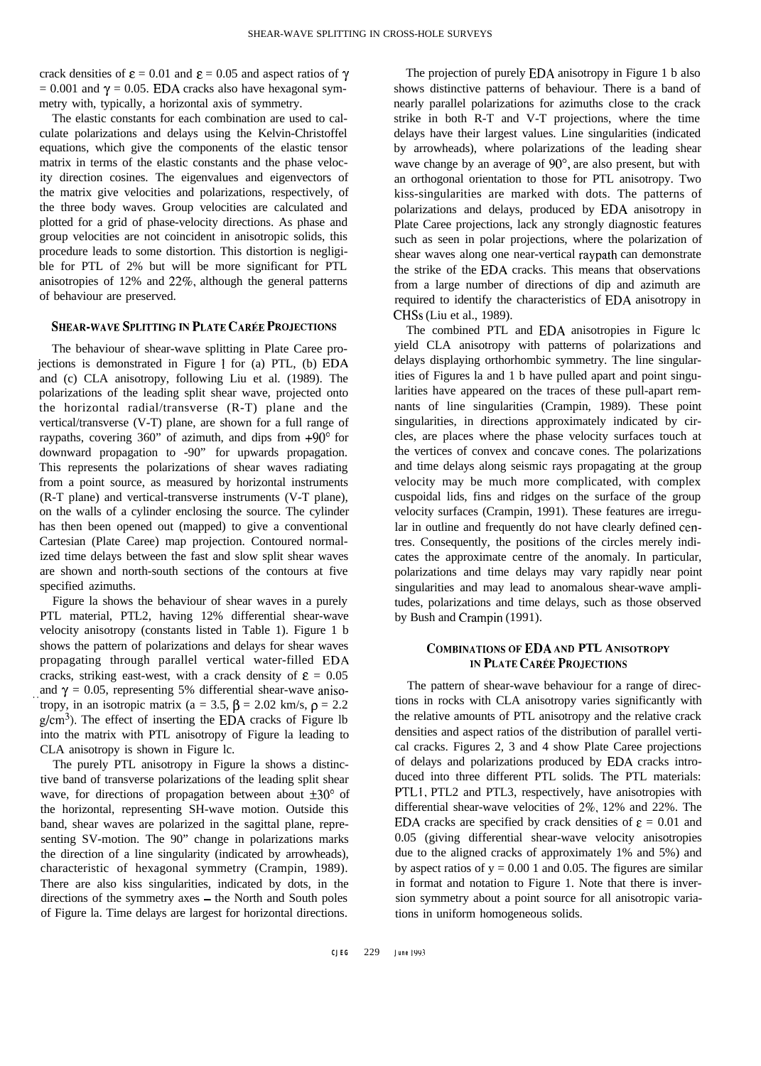crack densities of $\varepsilon = 0.01$ and $\varepsilon = 0.05$ and aspect ratios of $\gamma = 0.001$ and $\gamma = 0.05$. EDA cracks also have hexagonal symmetry with, typically, a horizontal axis of symmetry.

The elastic constants for each combination are used to calculate polarizations and delays using the Kelvin-Christoffel equations, which give the components of the elastic tensor matrix in terms of the elastic constants and the phase velocity direction cosines. The eigenvalues and eigenvectors of the matrix give velocities and polarizations, respectively, of the three body waves. Group velocities are calculated and plotted for a grid of phase-velocity directions. As phase and group velocities are not coincident in anisotropic solids, this procedure leads to some distortion. This distortion is negligible for PTL of 2% but will be more significant for PTL anisotropies of 12% and 22%, although the general patterns of behaviour are preserved.

## Shear-Wave Splitting in Plate Carée Projections

The behaviour of shear-wave splitting in Plate Caree projections is demonstrated in Figure 1 for (a) PTL, (b) EDA and (c) CLA anisotropy, following Liu et al. (1989). The polarizations of the leading split shear wave, projected onto the horizontal radial/transverse (R-T) plane and the vertical/transverse (V-T) plane, are shown for a full range of raypaths, covering 360" of azimuth, and dips from +90° for downward propagation to -90" for upwards propagation. This represents the polarizations of shear waves radiating from a point source, as measured by horizontal instruments (R-T plane) and vertical-transverse instruments (V-T plane), on the walls of a cylinder enclosing the source. The cylinder has then been opened out (mapped) to give a conventional Cartesian (Plate Caree) map projection. Contoured normalized time delays between the fast and slow split shear waves are shown and north-south sections of the contours at five specified azimuths.

Figure la shows the behaviour of shear waves in a purely PTL material, PTL2, having 12% differential shear-wave velocity anisotropy (constants listed in Table 1). Figure 1 b shows the pattern of polarizations and delays for shear waves propagating through parallel vertical water-filled EDA cracks, striking east-west, with a crack density of $\varepsilon = 0.05$ and $\gamma = 0.05$, representing 5% differential shear-wave anisotropy, in an isotropic matrix (a = 3.5, $\beta = 2.02$ km/s, $\rho = 2.2$ g/cm$^3$). The effect of inserting the EDA cracks of Figure lb into the matrix with PTL anisotropy of Figure la leading to CLA anisotropy is shown in Figure lc.

The purely PTL anisotropy in Figure la shows a distinctive band of transverse polarizations of the leading split shear wave, for directions of propagation between about ±30° of the horizontal, representing SH-wave motion. Outside this band, shear waves are polarized in the sagittal plane, representing SV-motion. The 90" change in polarizations marks the direction of a line singularity (indicated by arrowheads), characteristic of hexagonal symmetry (Crampin, 1989). There are also kiss singularities, indicated by dots, in the directions of the symmetry axes – the North and South poles of Figure la. Time delays are largest for horizontal directions.

The projection of purely EDA anisotropy in Figure 1 b also shows distinctive patterns of behaviour. There is a band of nearly parallel polarizations for azimuths close to the crack strike in both R-T and V-T projections, where the time delays have their largest values. Line singularities (indicated by arrowheads), where polarizations of the leading shear wave change by an average of 90°, are also present, but with an orthogonal orientation to those for PTL anisotropy. Two kiss-singularities are marked with dots. The patterns of polarizations and delays, produced by EDA anisotropy in Plate Caree projections, lack any strongly diagnostic features such as seen in polar projections, where the polarization of shear waves along one near-vertical raypath can demonstrate the strike of the EDA cracks. This means that observations from a large number of directions of dip and azimuth are required to identify the characteristics of EDA anisotropy in CHSs (Liu et al., 1989).

The combined PTL and EDA anisotropies in Figure lc yield CLA anisotropy with patterns of polarizations and delays displaying orthorhombic symmetry. The line singularities of Figures la and 1 b have pulled apart and point singularities have appeared on the traces of these pull-apart remnants of line singularities (Crampin, 1989). These point singularities, in directions approximately indicated by circles, are places where the phase velocity surfaces touch at the vertices of convex and concave cones. The polarizations and time delays along seismic rays propagating at the group velocity may be much more complicated, with complex cuspoidal lids, fins and ridges on the surface of the group velocity surfaces (Crampin, 1991). These features are irregular in outline and frequently do not have clearly defined centres. Consequently, the positions of the circles merely indicates the approximate centre of the anomaly. In particular, polarizations and time delays may vary rapidly near point singularities and may lead to anomalous shear-wave amplitudes, polarizations and time delays, such as those observed by Bush and Crampin (1991).

## Combinations of EDA and PTL Anisotropy in Plate Carée Projections

The pattern of shear-wave behaviour for a range of directions in rocks with CLA anisotropy varies significantly with the relative amounts of PTL anisotropy and the relative crack densities and aspect ratios of the distribution of parallel vertical cracks. Figures 2, 3 and 4 show Plate Caree projections of delays and polarizations produced by EDA cracks introduced into three different PTL solids. The PTL materials: PTL1, PTL2 and PTL3, respectively, have anisotropies with differential shear-wave velocities of 2%, 12% and 22%. The EDA cracks are specified by crack densities of $\varepsilon = 0.01$ and 0.05 (giving differential shear-wave velocity anisotropies due to the aligned cracks of approximately 1% and 5%) and by aspect ratios of y = 0.00 1 and 0.05. The figures are similar in format and notation to Figure 1. Note that there is inversion symmetry about a point source for all anisotropic variations in uniform homogeneous solids.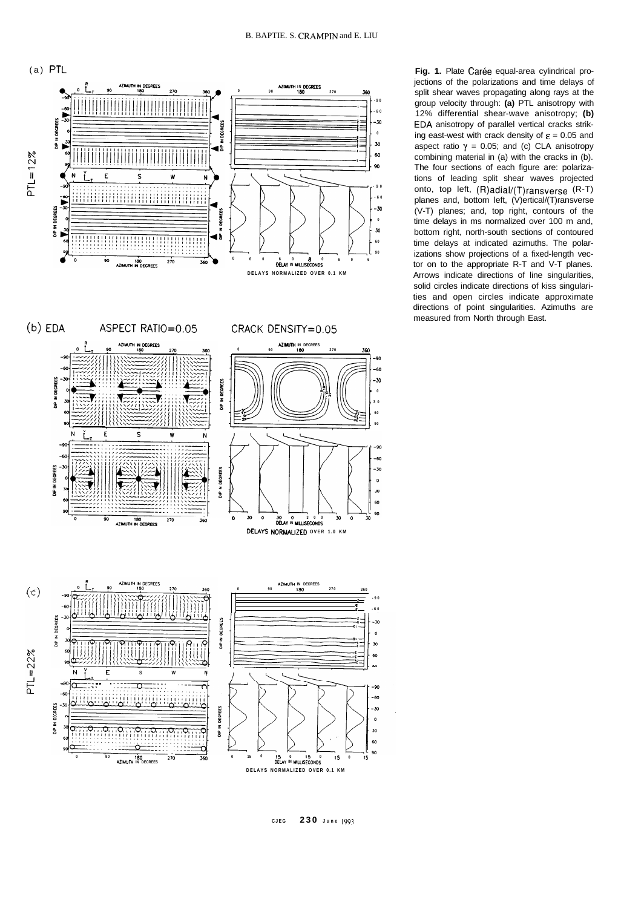**Fig. 1.** Plate Carée equal-area cylindrical projections of the polarizations and time delays of split shear waves propagating along rays at the group velocity through: **(a)** PTL anisotropy with 12% differential shear-wave anisotropy; **(b)** EDA anisotropy of parallel vertical cracks striking east-west with crack density of $\varepsilon = 0.05$ and aspect ratio $\gamma = 0.05$; and (c) CLA anisotropy combining material in (a) with the cracks in (b). The four sections of each figure are: polarizations of leading split shear waves projected onto, top left, (R)adial/(T)ransverse (R-T) planes and, bottom left, (V)ertical/(T)ransverse (V-T) planes; and, top right, contours of the time delays in ms normalized over 100 m and, bottom right, north-south sections of contoured time delays at indicated azimuths. The polarizations show projections of a fixed-length vector on to the appropriate R-T and V-T planes. Arrows indicate directions of line singularities, solid circles indicate directions of kiss singularities and open circles indicate approximate directions of point singularities. Azimuths are measured from North through East.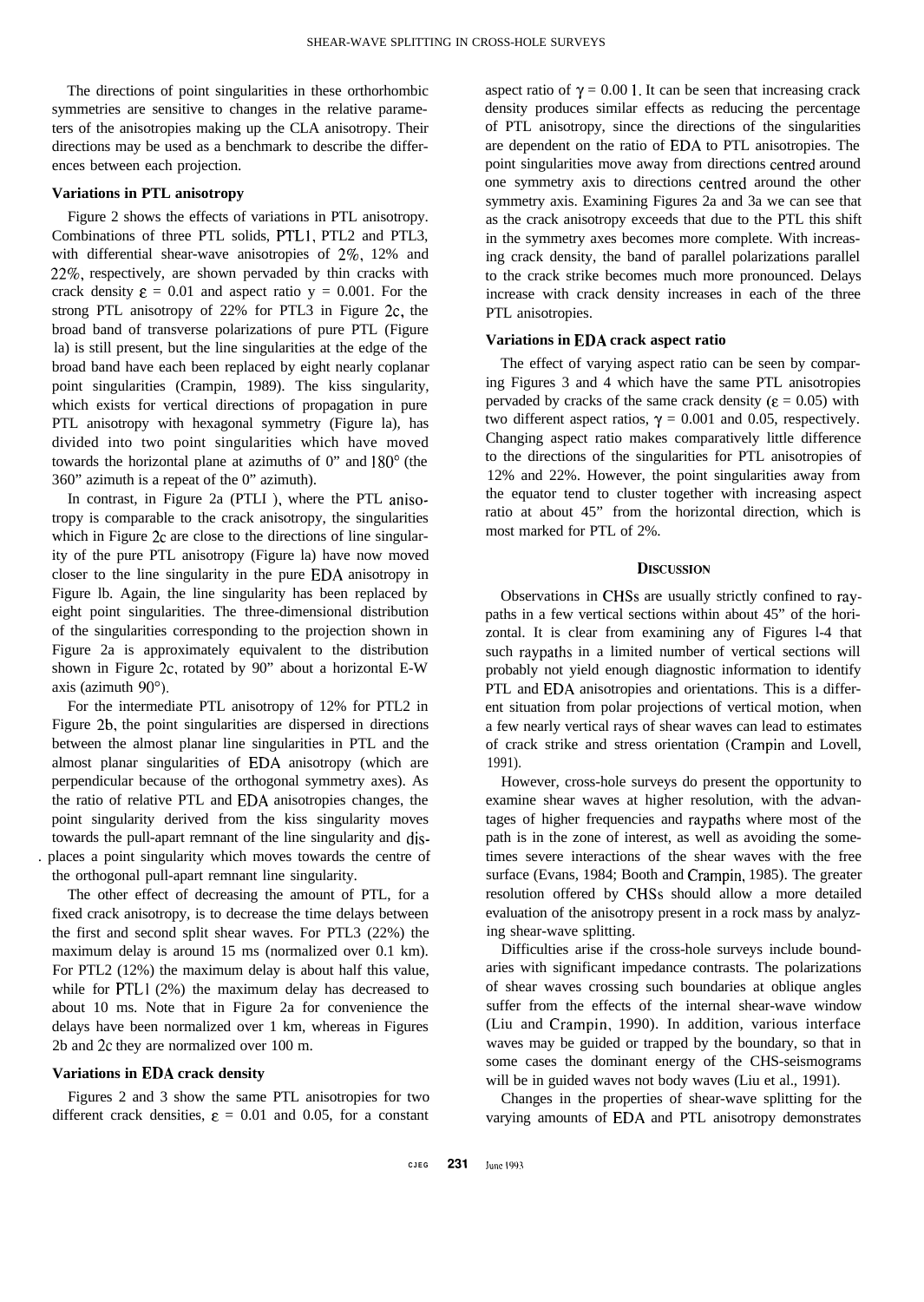The directions of point singularities in these orthorhombic symmetries are sensitive to changes in the relative parameters of the anisotropies making up the CLA anisotropy. Their directions may be used as a benchmark to describe the differences between each projection.

### Variations in PTL anisotropy

Figure 2 shows the effects of variations in PTL anisotropy. Combinations of three PTL solids, PTL1, PTL2 and PTL3, with differential shear-wave anisotropies of 2%, 12% and 22%, respectively, are shown pervaded by thin cracks with crack density $\varepsilon = 0.01$ and aspect ratio $\gamma = 0.001$. For the strong PTL anisotropy of 22% for PTL3 in Figure 2c, the broad band of transverse polarizations of pure PTL (Figure 1a) is still present, but the line singularities at the edge of the broad band have each been replaced by eight nearly coplanar point singularities (Crampin, 1989). The kiss singularity, which exists for vertical directions of propagation in pure PTL anisotropy with hexagonal symmetry (Figure 1a), has divided into two point singularities which have moved towards the horizontal plane at azimuths of 0° and 180° (the 360° azimuth is a repeat of the 0° azimuth).

In contrast, in Figure 2a (PTL1), where the PTL anisotropy is comparable to the crack anisotropy, the singularities which in Figure 2c are close to the directions of line singularity of the pure PTL anisotropy (Figure 1a) have now moved closer to the line singularity in the pure EDA anisotropy in Figure 1b. Again, the line singularity has been replaced by eight point singularities. The three-dimensional distribution of the singularities corresponding to the projection shown in Figure 2a is approximately equivalent to the distribution shown in Figure 2c, rotated by 90° about a horizontal E-W axis (azimuth 90°).

For the intermediate PTL anisotropy of 12% for PTL2 in Figure 2b, the point singularities are dispersed in directions between the almost planar line singularities in PTL and the almost planar singularities of EDA anisotropy (which are perpendicular because of the orthogonal symmetry axes). As the ratio of relative PTL and EDA anisotropies changes, the point singularity derived from the kiss singularity moves towards the pull-apart remnant of the line singularity and displaces a point singularity which moves towards the centre of the orthogonal pull-apart remnant line singularity.

The other effect of decreasing the amount of PTL, for a fixed crack anisotropy, is to decrease the time delays between the first and second split shear waves. For PTL3 (22%) the maximum delay is around 15 ms (normalized over 0.1 km). For PTL2 (12%) the maximum delay is about half this value, while for PTL1 (2%) the maximum delay has decreased to about 10 ms. Note that in Figure 2a for convenience the delays have been normalized over 1 km, whereas in Figures 2b and 2c they are normalized over 100 m.

### Variations in EDA crack density

Figures 2 and 3 show the same PTL anisotropies for two different crack densities, $\varepsilon = 0.01$ and 0.05, for a constant aspect ratio of $\gamma = 0.001$. It can be seen that increasing crack density produces similar effects as reducing the percentage of PTL anisotropy, since the directions of the singularities are dependent on the ratio of EDA to PTL anisotropies. The point singularities move away from directions centred around one symmetry axis to directions centred around the other symmetry axis. Examining Figures 2a and 3a we can see that as the crack anisotropy exceeds that due to the PTL this shift in the symmetry axes becomes more complete. With increasing crack density, the band of parallel polarizations parallel to the crack strike becomes much more pronounced. Delays increase with crack density increases in each of the three PTL anisotropies.

### Variations in EDA crack aspect ratio

The effect of varying aspect ratio can be seen by comparing Figures 3 and 4 which have the same PTL anisotropies pervaded by cracks of the same crack density ($\varepsilon = 0.05$) with two different aspect ratios, $\gamma = 0.001$ and 0.05, respectively. Changing aspect ratio makes comparatively little difference to the directions of the singularities for PTL anisotropies of 12% and 22%. However, the point singularities away from the equator tend to cluster together with increasing aspect ratio at about 45° from the horizontal direction, which is most marked for PTL of 2%.

## Discussion

Observations in CHSs are usually strictly confined to raypaths in a few vertical sections within about 45° of the horizontal. It is clear from examining any of Figures 1-4 that such raypaths in a limited number of vertical sections will probably not yield enough diagnostic information to identify PTL and EDA anisotropies and orientations. This is a different situation from polar projections of vertical motion, when a few nearly vertical rays of shear waves can lead to estimates of crack strike and stress orientation (Crampin and Lovell, 1991).

However, cross-hole surveys do present the opportunity to examine shear waves at higher resolution, with the advantages of higher frequencies and raypaths where most of the path is in the zone of interest, as well as avoiding the sometimes severe interactions of the shear waves with the free surface (Evans, 1984; Booth and Crampin, 1985). The greater resolution offered by CHSs should allow a more detailed evaluation of the anisotropy present in a rock mass by analyzing shear-wave splitting.

Difficulties arise if the cross-hole surveys include boundaries with significant impedance contrasts. The polarizations of shear waves crossing such boundaries at oblique angles suffer from the effects of the internal shear-wave window (Liu and Crampin, 1990). In addition, various interface waves may be guided or trapped by the boundary, so that in some cases the dominant energy of the CHS-seismograms will be in guided waves not body waves (Liu et al., 1991).

Changes in the properties of shear-wave splitting for the varying amounts of EDA and PTL anisotropy demonstrates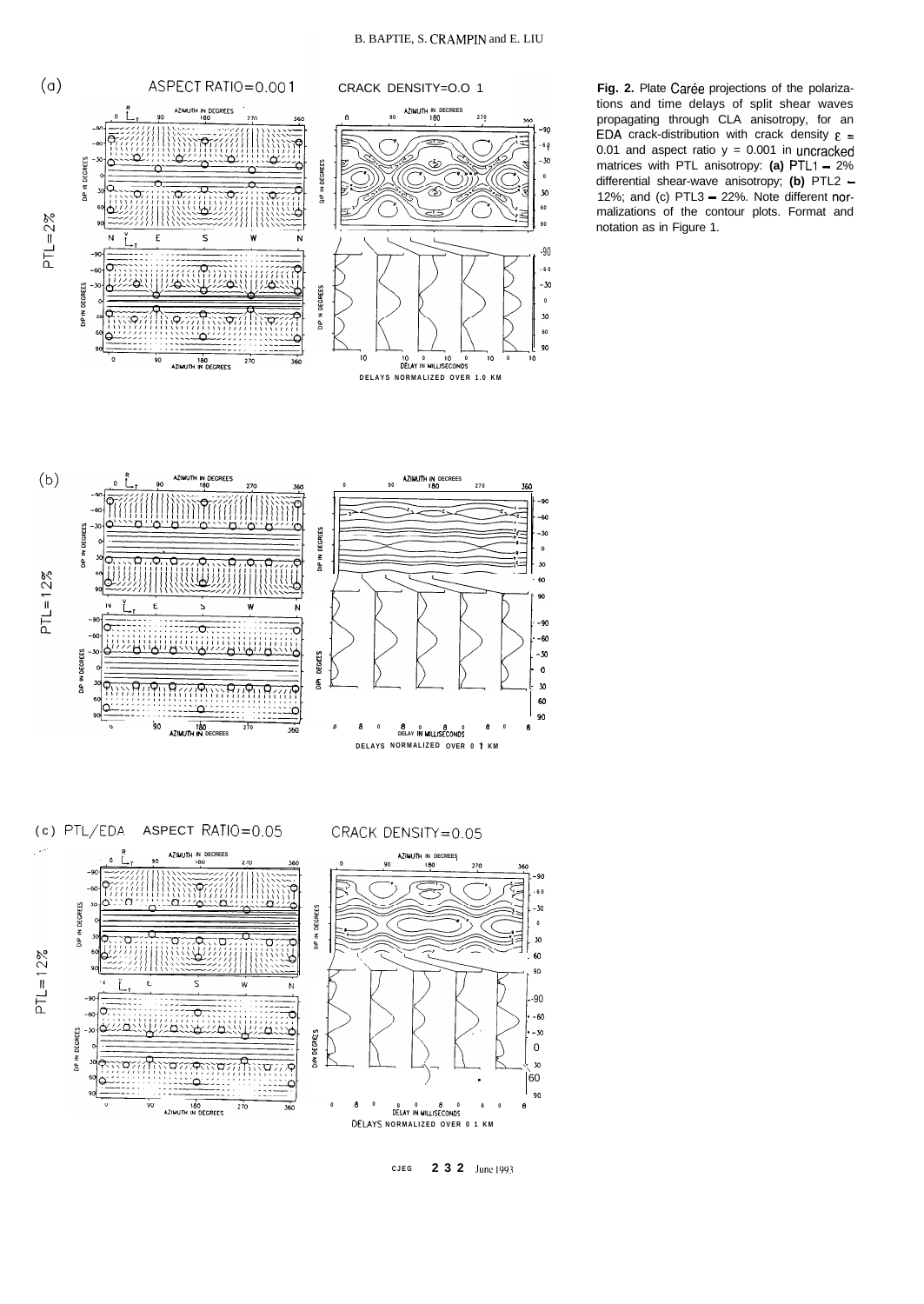**Fig. 2.** Plate Carée projections of the polarizations and time delays of split shear waves propagating through CLA anisotropy, for an EDA crack-distribution with crack density $\varepsilon$ = 0.01 and aspect ratio y = 0.001 in uncracked matrices with PTL anisotropy: **(a)** PTL1 – 2% differential shear-wave anisotropy; **(b)** PTL2 – 12%; and (c) PTL3 – 22%. Note different normalizations of the contour plots. Format and notation as in Figure 1.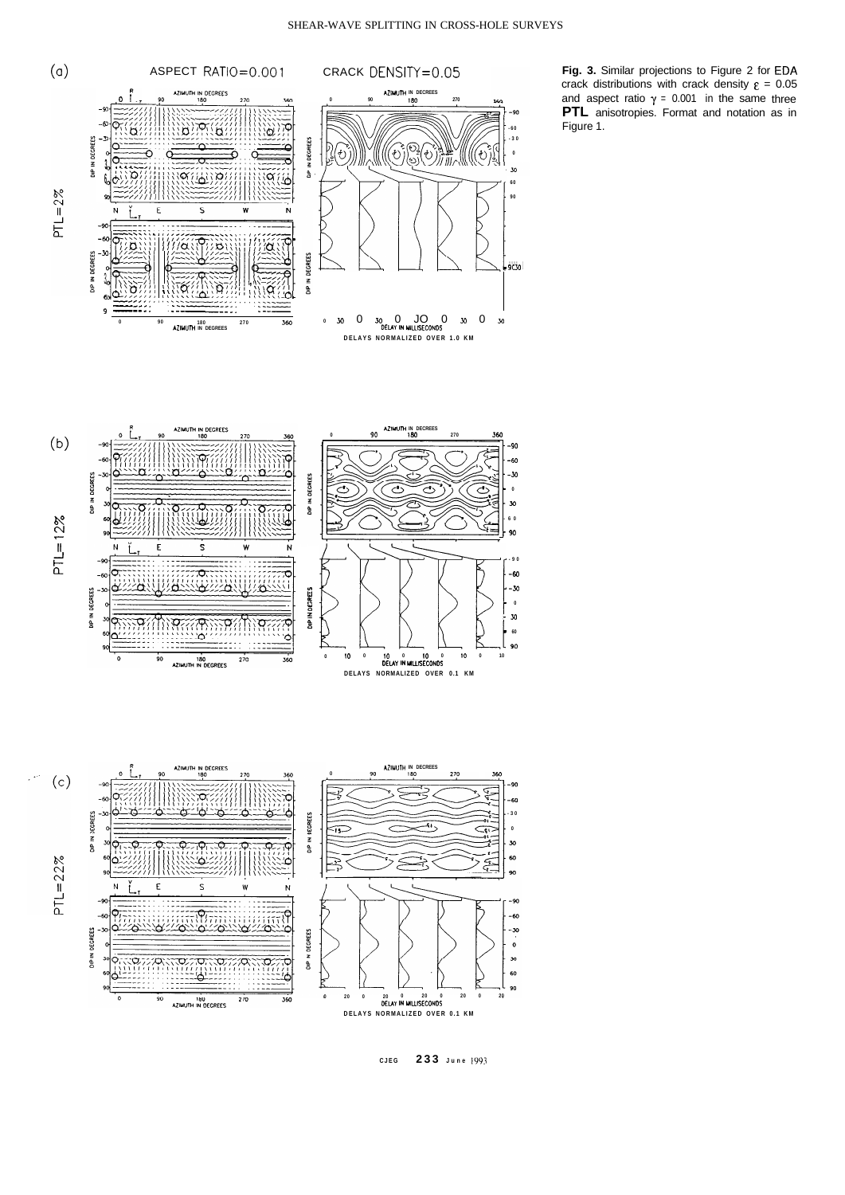**Fig. 3.** Similar projections to Figure 2 for EDA crack distributions with crack density $\varepsilon$ = 0.05 and aspect ratio $\gamma$ = 0.001 in the same three **PTL** anisotropies. Format and notation as in Figure 1.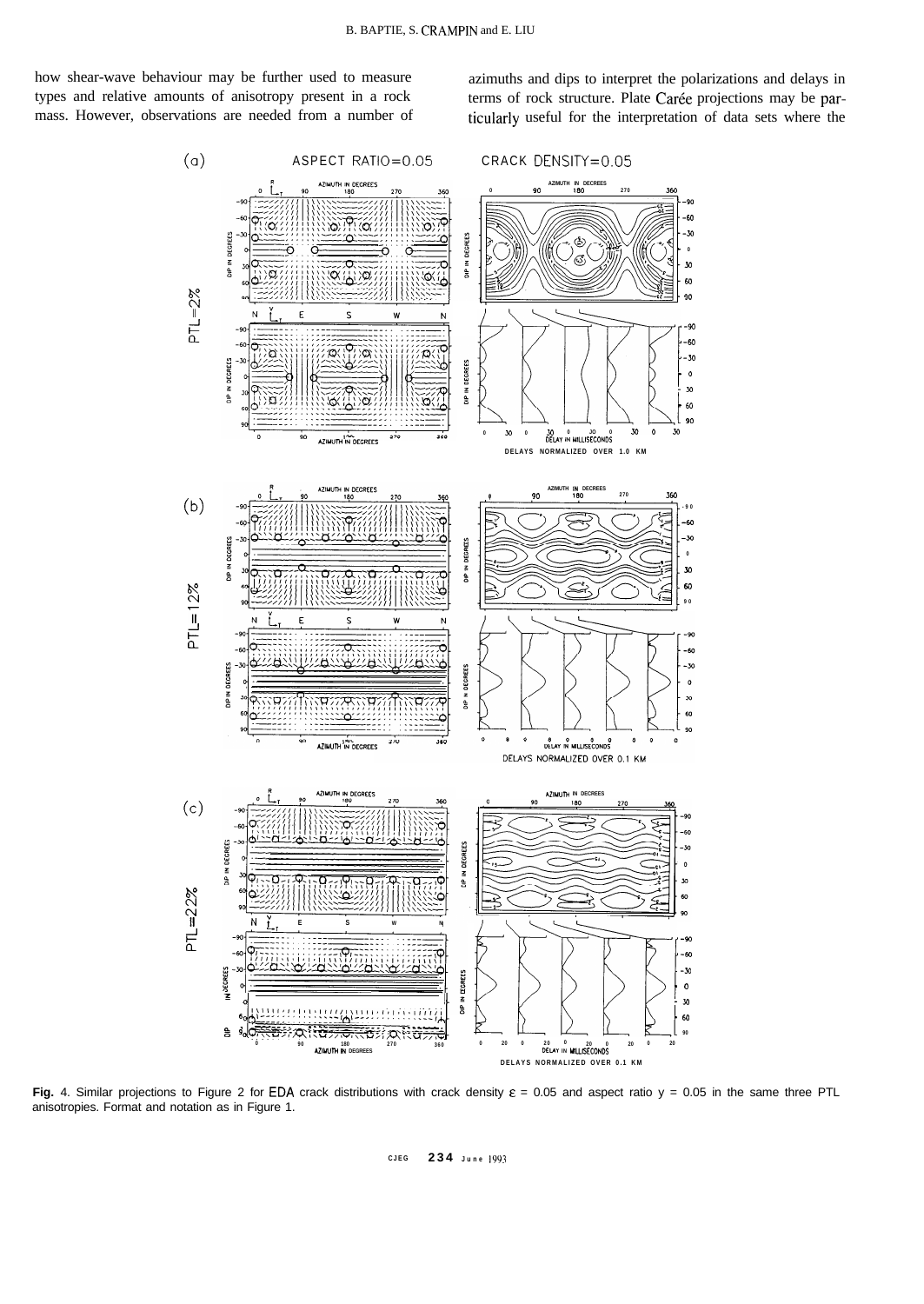how shear-wave behaviour may be further used to measure types and relative amounts of anisotropy present in a rock mass. However, observations are needed from a number of azimuths and dips to interpret the polarizations and delays in terms of rock structure. Plate Carée projections may be particularly useful for the interpretation of data sets where the

**Fig.** 4. Similar projections to Figure 2 for EDA crack distributions with crack density $\varepsilon$ = 0.05 and aspect ratio y = 0.05 in the same three PTL anisotropies. Format and notation as in Figure 1.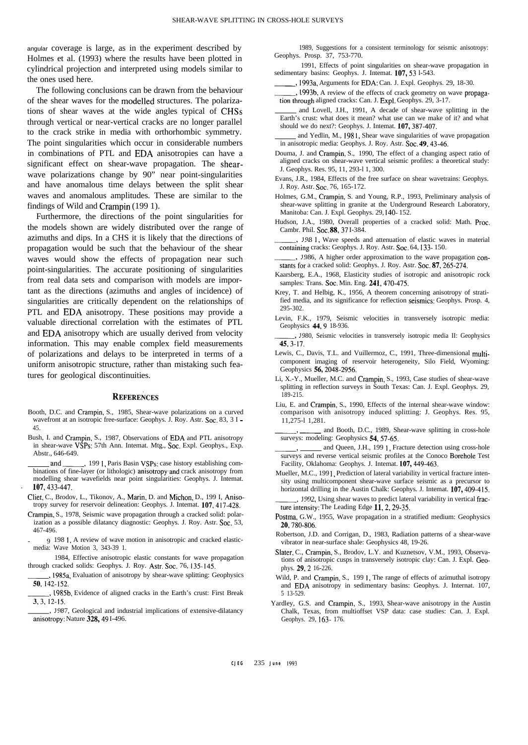angular coverage is large, as in the experiment described by Holmes et al. (1993) where the results have been plotted in cylindrical projection and interpreted using models similar to the ones used here.

The following conclusions can be drawn from the behaviour of the shear waves for the modelled structures. The polarizations of shear waves at the wide angles typical of CHSs through vertical or near-vertical cracks are no longer parallel to the crack strike in media with orthorhombic symmetry. The point singularities which occur in considerable numbers in combinations of PTL and EDA anisotropies can have a significant effect on shear-wave propagation. The shear-wave polarizations change by 90" near point-singularities and have anomalous time delays between the split shear waves and anomalous amplitudes. These are similar to the findings of Wild and Crampin (199 1).

Furthermore, the directions of the point singularities for the models shown are widely distributed over the range of azimuths and dips. In a CHS it is likely that the directions of propagation would be such that the behaviour of the shear waves would show the effects of propagation near such point-singularities. The accurate positioning of singularities from real data sets and comparison with models are important as the directions (azimuths and angles of incidence) of singularities are critically dependent on the relationships of PTL and EDA anisotropy. These positions may provide a valuable directional correlation with the estimates of PTL and EDA anisotropy which are usually derived from velocity information. This may enable complex field measurements of polarizations and delays to be interpreted in terms of a uniform anisotropic structure, rather than mistaking such features for geological discontinuities.

## REFERENCES

Booth, D.C. and Crampin, S., 1985, Shear-wave polarizations on a curved wavefront at an isotropic free-surface: Geophys. J. Roy. Astr. Soc. 83, 3 l-45.

Bush, I. and Crampin, S., 1987, Observations of EDA and PTL anisotropy in shear-wave VSPs: 57th Ann. Internat. Mtg., Soc. Expl. Geophys., Exp. Abstr., 646-649.

\_\_\_\_\_ and \_\_\_\_\_, 199 1, Paris Basin VSPs: case history establishing combinations of fine-layer (or lithologic) anisotropy and crack anisotropy from modelling shear wavefields near point singularities: Geophys. J. Internat. 107, 433-447.

Cliet, C., Brodov, L., Tikonov, A., Marin, D. and Michon, D., 199 I, Anisotropy survey for reservoir delineation: Geophys. J. Internat. 107, 417-428.

Crampin, S., 1978, Seismic wave propagation through a cracked solid: polarization as a possible dilatancy diagnostic: Geophys. J. Roy. Astr. Soc. 53, 467-496.

\_\_\_\_\_, 198 1, A review of wave motion in anisotropic and cracked elastic-media: Wave Motion 3, 343-39 1.

\_\_\_\_\_, 1984, Effective anisotropic elastic constants for wave propagation through cracked solids: Geophys. J. Roy. Astr. Soc. 76, 135-145.

\_\_\_\_\_, 1985a, Evaluation of anisotropy by shear-wave splitting: Geophysics 50, 142-152.

\_\_\_\_\_, 1985b, Evidence of aligned cracks in the Earth's crust: First Break 3, 3, 12-15.

\_\_\_\_\_, 1987, Geological and industrial implications of extensive-dilatancy anisotropy: Nature 328, 491-496.

\_\_\_\_\_, 1989, Suggestions for a consistent terminology for seismic anisotropy: Geophys. Prosp. 37, 753-770.

\_\_\_\_\_, 1991, Effects of point singularities on shear-wave propagation in sedimentary basins: Geophys. J. Internat. 107, 53 l-543.

\_\_\_\_\_, 1993a, Arguments for EDA: Can. J. Expl. Geophys. 29, 18-30.

\_\_\_\_\_, 1993b, A review of the effects of crack geometry on wave propagation through aligned cracks: Can. J. Expl. Geophys. 29, 3-17.

\_\_\_\_\_ and Lovell, J.H., 1991, A decade of shear-wave splitting in the Earth's crust: what does it mean? what use can we make of it? and what should we do next?: Geophys. J. Internat. 107, 387-407.

\_\_\_\_\_ and Yedlin, M., 1981, Shear wave singularities of wave propagation in anisotropic media: Geophys. J. Roy. Astr. Soc. 49, 43-46.

Douma, J. and Crampin, S., 1990, The effect of a changing aspect ratio of aligned cracks on shear-wave vertical seismic profiles: a theoretical study: J. Geophys. Res. 95, 11, 293-l 1, 300.

Evans, J.R., 1984, Effects of the free surface on shear wavetrains: Geophys. J. Roy. Astr. Soc. 76, 165-172.

Holmes, G.M., Crampin, S. and Young, R.P., 1993, Preliminary analysis of shear-wave splitting in granite at the Underground Research Laboratory, Manitoba: Can. J. Expl. Geophys. 29, 140- 152.

Hudson, J.A., 1980, Overall properties of a cracked solid: Math. Proc. Cambr. Phil. Soc. 88, 37 l-384.

\_\_\_\_\_, 198 1, Wave speeds and attenuation of elastic waves in material containing cracks: Geophys. J. Roy. Astr. Soc. 64, 133- 150.

\_\_\_\_\_, 1986, A higher order approximation to the wave propagation constants for a cracked solid: Geophys. J. Roy. Astr. Soc. 87, 265-274.

Kaarsberg, E.A., 1968, Elasticity studies of isotropic and anisotropic rock samples: Trans. Soc. Min. Eng. 241, 470-475.

Krey, T. and Helbig, K., 1956, A theorem concerning anisotropy of stratified media, and its significance for reflection seismics: Geophys. Prosp. 4, 295-302.

Levin, F.K., 1979, Seismic velocities in transversely isotropic media: Geophysics 44, 9 18-936.

\_\_\_\_\_, 1980, Seismic velocities in transversely isotropic media II: Geophysics 45, 3-17.

Lewis, C., Davis, T.L. and Vuillermoz, C., 1991, Three-dimensional multicomponent imaging of reservoir heterogeneity, Silo Field, Wyoming: Geophysics 56, 2048-2956.

Li, X.-Y., Mueller, M.C. and Crampin, S., 1993, Case studies of shear-wave splitting in reflection surveys in South Texas: Can. J. Expl. Geophys. 29, 189-215.

Liu, E. and Crampin, S., 1990, Effects of the internal shear-wave window: comparison with anisotropy induced splitting: J. Geophys. Res. 95, 11,275-l 1,281.

\_\_\_\_\_, \_\_\_\_\_ and Booth, D.C., 1989, Shear-wave splitting in cross-hole surveys: modeling: Geophysics 54, 57-65.

\_\_\_\_\_, \_\_\_\_\_ and Queen, J.H., 199 1, Fracture detection using cross-hole surveys and reverse vertical seismic profiles at the Conoco Borehole Test Facility, Oklahoma: Geophys. J. Internat. 107, 449-463.

Mueller, M.C., 1991, Prediction of lateral variability in vertical fracture intensity using multicomponent shear-wave surface seismic as a precursor to horizontal drilling in the Austin Chalk: Geophys. J. Internat. 107, 409-415.

\_\_\_\_\_, 1992, Using shear waves to predict lateral variability in vertical fracture intensity: The Leading Edge 11, 2, 29-35.

Postma, G.W., 1955, Wave propagation in a stratified medium: Geophysics 20, 780-806.

Robertson, J.D. and Corrigan, D., 1983, Radiation patterns of a shear-wave vibrator in near-surface shale: Geophysics 48, 19-26.

Slater, C., Crampin, S., Brodov, L.Y. and Kuznetsov, V.M., 1993, Observations of anisotropic cusps in transversely isotropic clay: Can. J. Expl. Geophys. 29, 2 16-226.

Wild, P. and Crampin, S., 199 1, The range of effects of azimuthal isotropy and EDA anisotropy in sedimentary basins: Geophys. J. Internat. 107, 5 13-529.

Yardley, G.S. and Crampin, S., 1993, Shear-wave anisotropy in the Austin Chalk, Texas, from multioffset VSP data: case studies: Can. J. Expl. Geophys. 29, 163- 176.